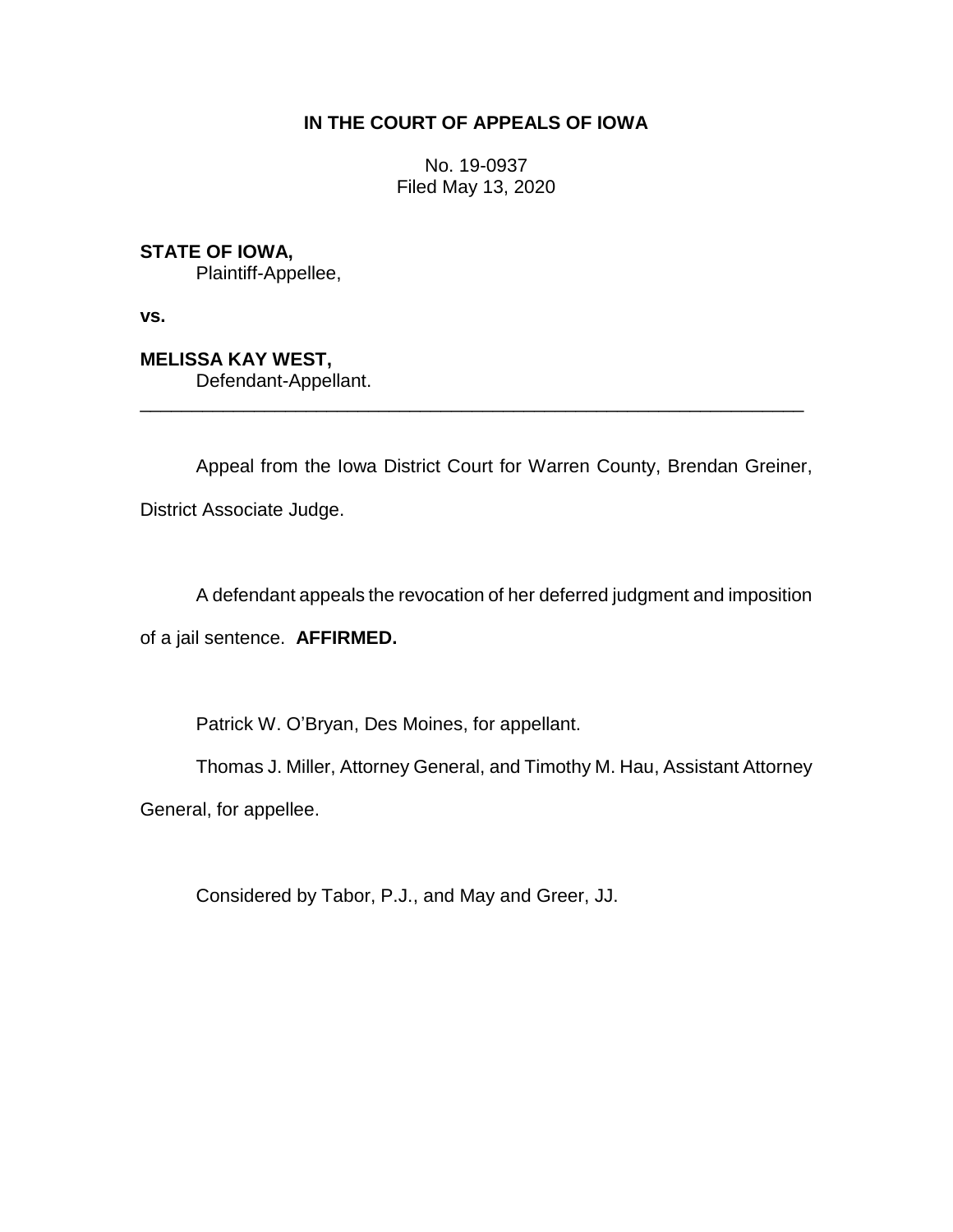**IN THE COURT OF APPEALS OF IOWA**

No. 19-0937
Filed May 13, 2020

**STATE OF IOWA,**
Plaintiff-Appellee,

**vs.**

**MELISSA KAY WEST,**
Defendant-Appellant.

---

Appeal from the Iowa District Court for Warren County, Brendan Greiner, District Associate Judge.

A defendant appeals the revocation of her deferred judgment and imposition of a jail sentence. **AFFIRMED.**

Patrick W. O'Bryan, Des Moines, for appellant.

Thomas J. Miller, Attorney General, and Timothy M. Hau, Assistant Attorney General, for appellee.

Considered by Tabor, P.J., and May and Greer, JJ.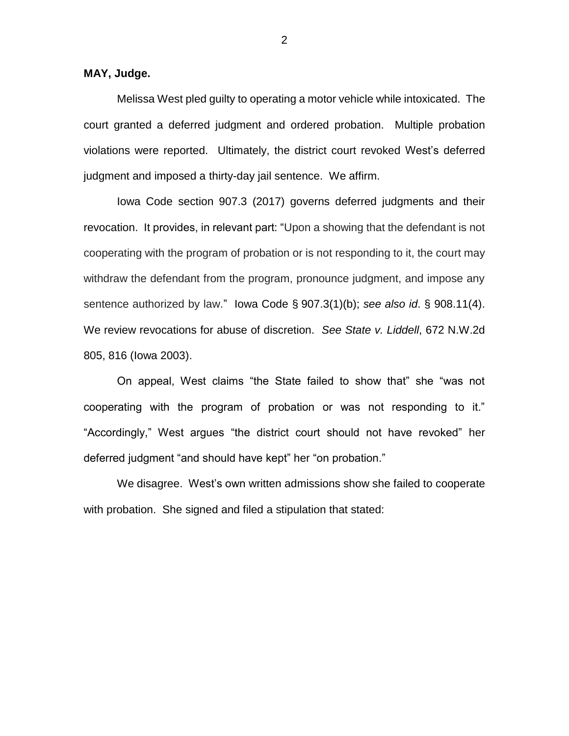**MAY, Judge.**

Melissa West pled guilty to operating a motor vehicle while intoxicated. The court granted a deferred judgment and ordered probation. Multiple probation violations were reported. Ultimately, the district court revoked West's deferred judgment and imposed a thirty-day jail sentence. We affirm.

Iowa Code section 907.3 (2017) governs deferred judgments and their revocation. It provides, in relevant part: "Upon a showing that the defendant is not cooperating with the program of probation or is not responding to it, the court may withdraw the defendant from the program, pronounce judgment, and impose any sentence authorized by law." Iowa Code § 907.3(1)(b); *see also id*. § 908.11(4). We review revocations for abuse of discretion. *See State v. Liddell*, 672 N.W.2d 805, 816 (Iowa 2003).

On appeal, West claims "the State failed to show that" she "was not cooperating with the program of probation or was not responding to it." "Accordingly," West argues "the district court should not have revoked" her deferred judgment "and should have kept" her "on probation."

We disagree. West's own written admissions show she failed to cooperate with probation. She signed and filed a stipulation that stated: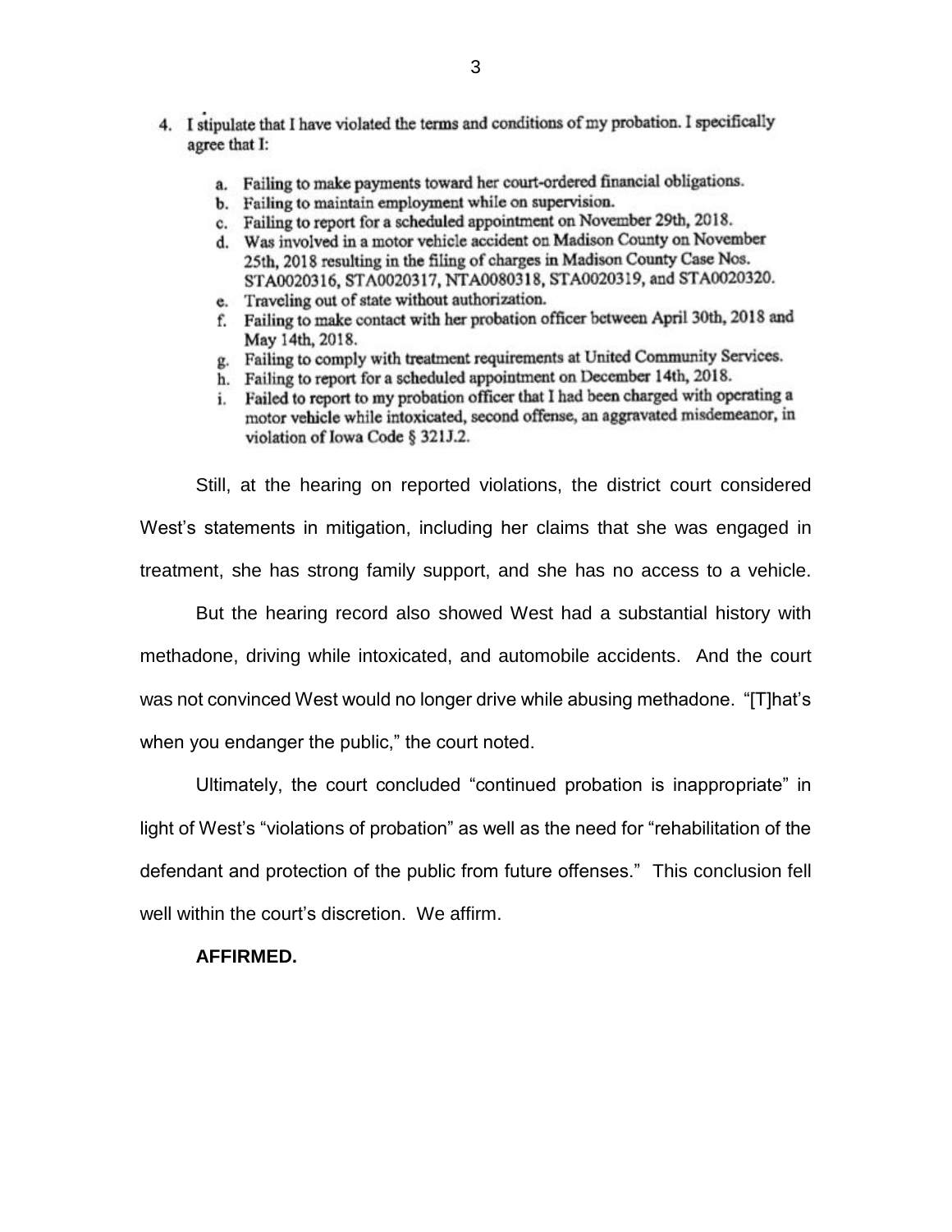4. I stipulate that I have violated the terms and conditions of my probation. I specifically agree that I:

   a. Failing to make payments toward her court-ordered financial obligations.
   b. Failing to maintain employment while on supervision.
   c. Failing to report for a scheduled appointment on November 29th, 2018.
   d. Was involved in a motor vehicle accident on Madison County on November 25th, 2018 resulting in the filing of charges in Madison County Case Nos. STA0020316, STA0020317, NTA0080318, STA0020319, and STA0020320.
   e. Traveling out of state without authorization.
   f. Failing to make contact with her probation officer between April 30th, 2018 and May 14th, 2018.
   g. Failing to comply with treatment requirements at United Community Services.
   h. Failing to report for a scheduled appointment on December 14th, 2018.
   i. Failed to report to my probation officer that I had been charged with operating a motor vehicle while intoxicated, second offense, an aggravated misdemeanor, in violation of Iowa Code § 321J.2.

Still, at the hearing on reported violations, the district court considered West's statements in mitigation, including her claims that she was engaged in treatment, she has strong family support, and she has no access to a vehicle.

But the hearing record also showed West had a substantial history with methadone, driving while intoxicated, and automobile accidents. And the court was not convinced West would no longer drive while abusing methadone. "[T]hat's when you endanger the public," the court noted.

Ultimately, the court concluded "continued probation is inappropriate" in light of West's "violations of probation" as well as the need for "rehabilitation of the defendant and protection of the public from future offenses." This conclusion fell well within the court's discretion. We affirm.

**AFFIRMED.**